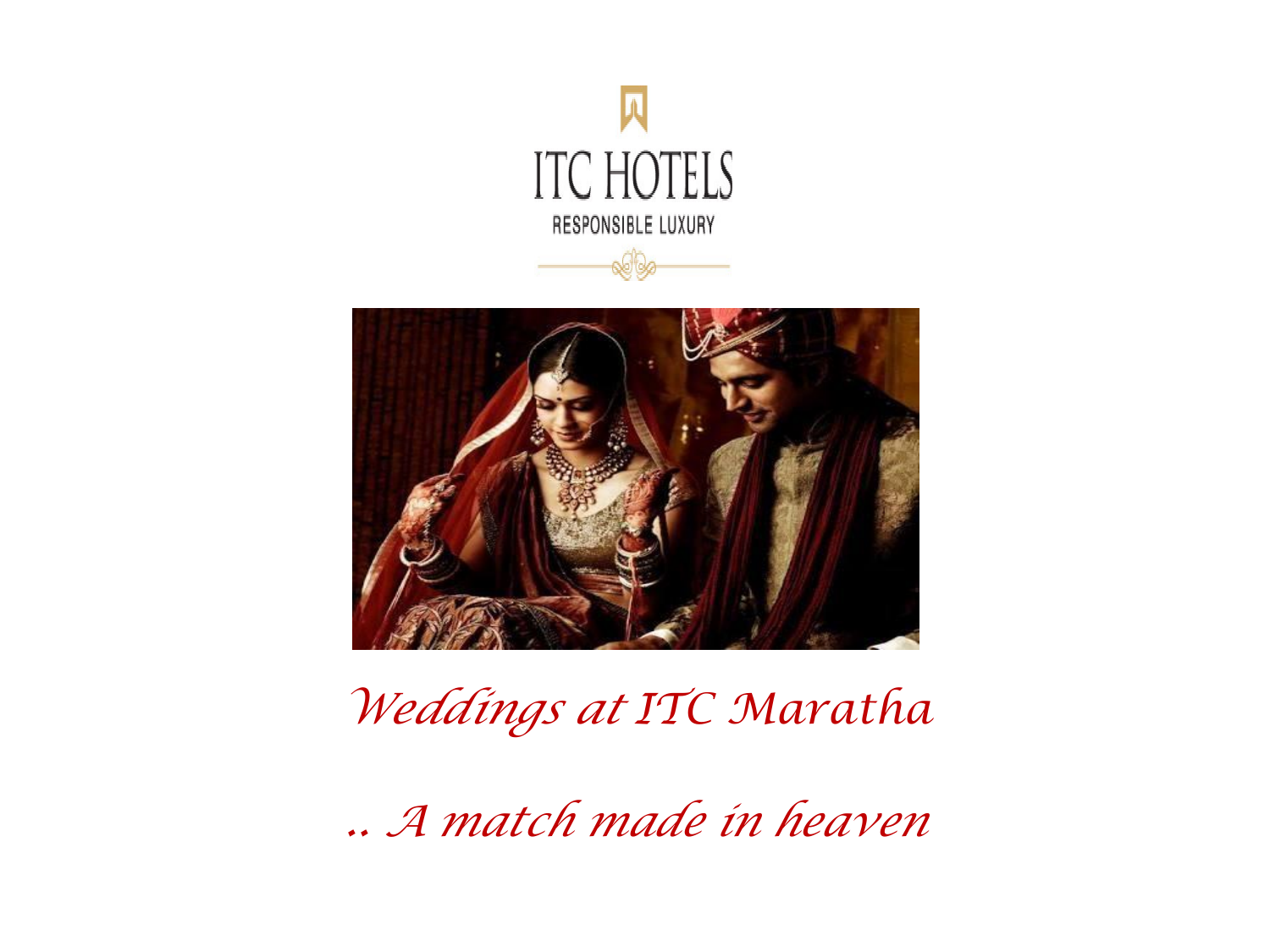ITC HOTELS

RESPONSIBLE LUXURY

# *Weddings at ITC Maratha*

*.. A match made in heaven*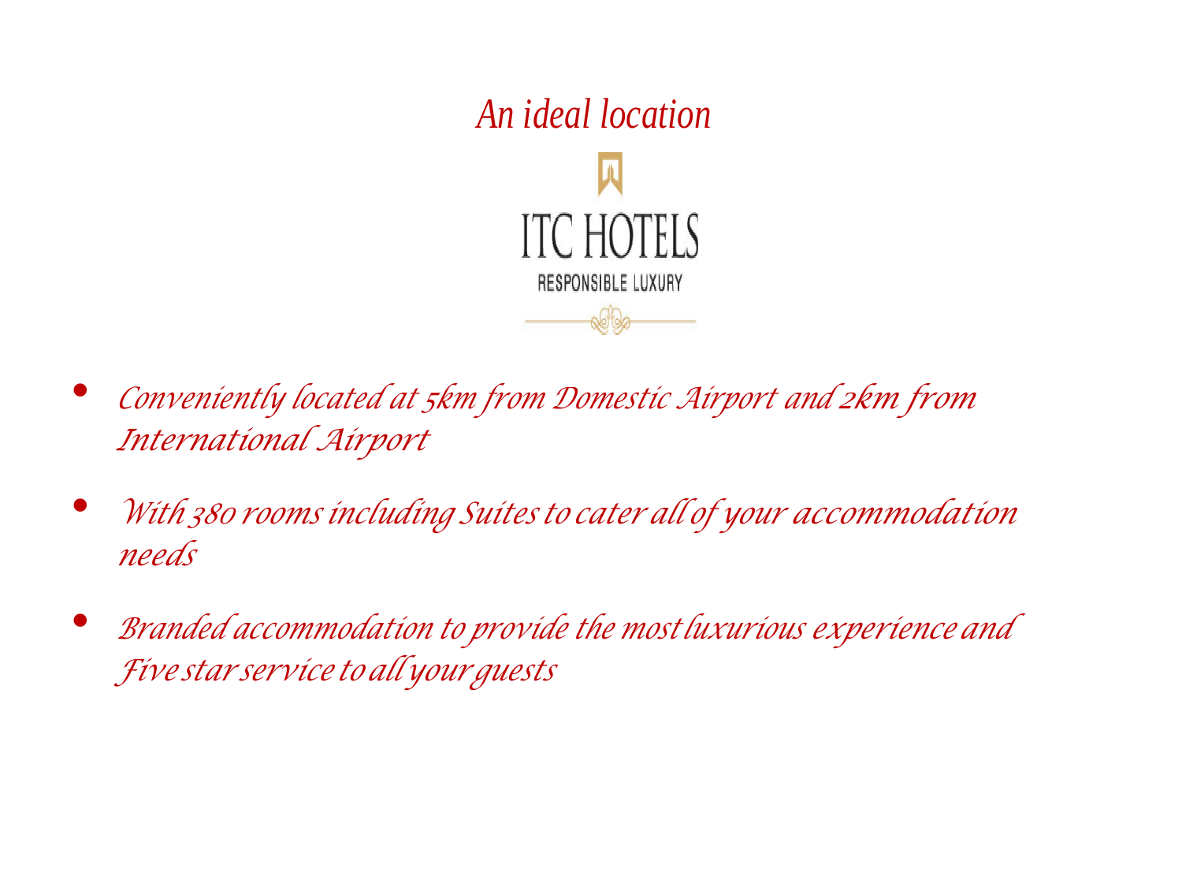# An ideal location

ITC HOTELS

RESPONSIBLE LUXURY

- *Conveniently located at 5km from Domestic Airport and 2km from International Airport*
- *With 380 rooms including Suites to cater all of your accommodation needs*
- *Branded accommodation to provide the most luxurious experience and Five star service to all your guests*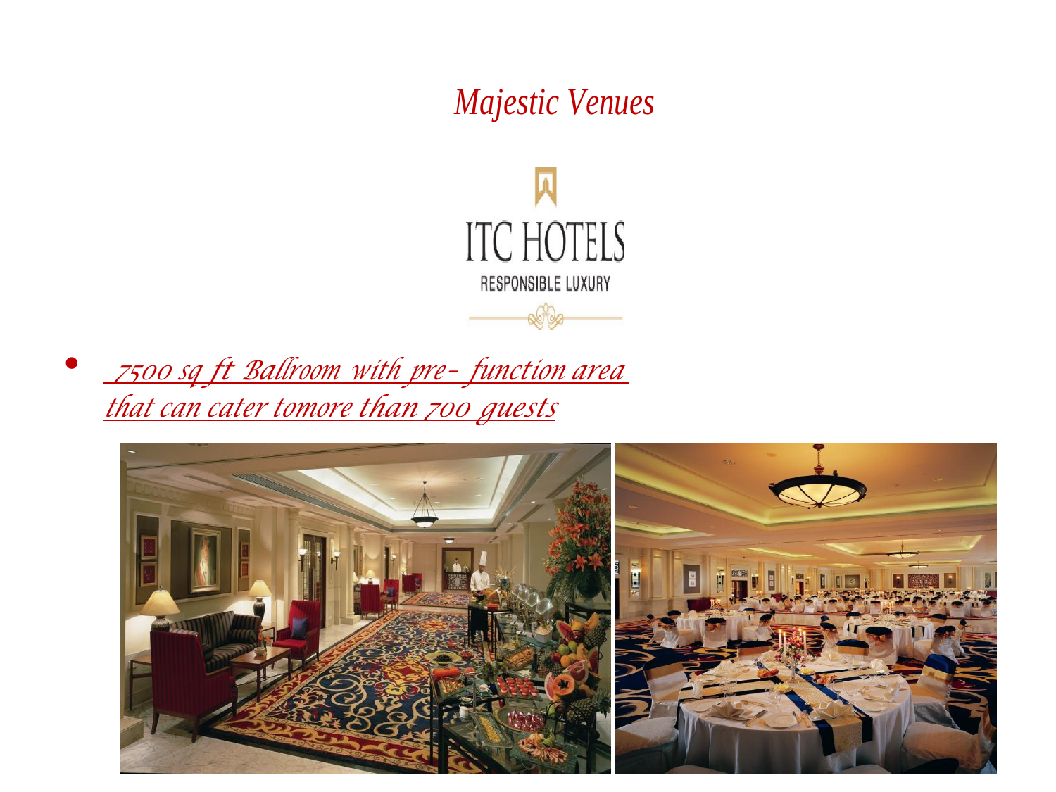# *Majestic Venues*

ITC HOTELS

RESPONSIBLE LUXURY

- *7500 sq ft Ballroom with pre- function area that can cater tomore than 700 guests*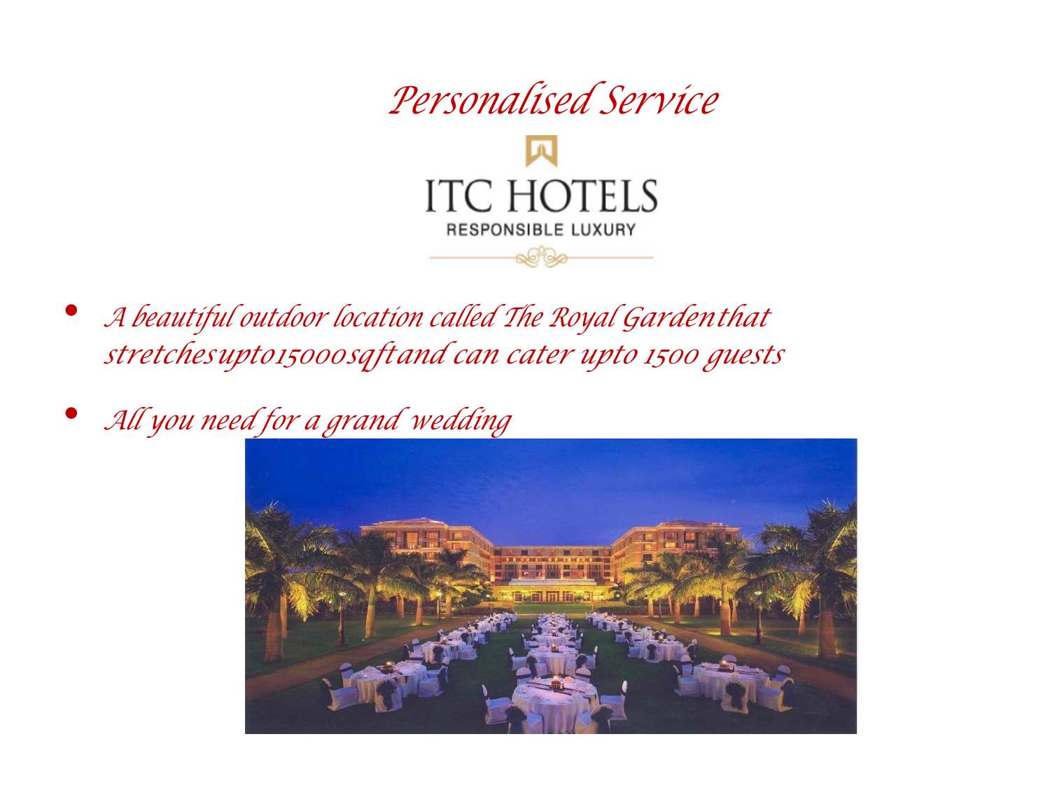# Personalised Service

ITC HOTELS

RESPONSIBLE LUXURY

- A beautiful outdoor location called The Royal Garden that stretches upto 15000 sqft and can cater upto 1500 guests
- All you need for a grand wedding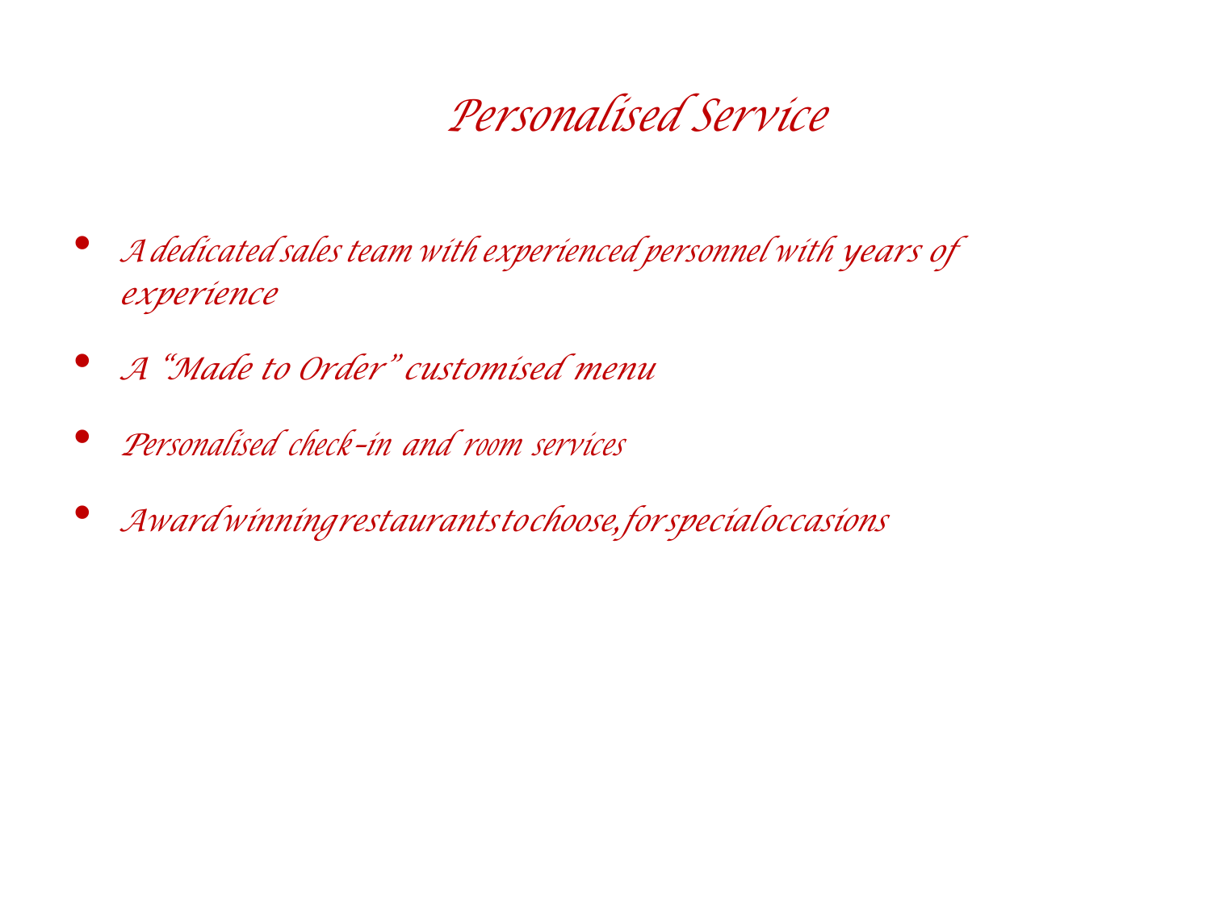# Personalised Service

- A dedicated sales team with experienced personnel with years of experience
- A "Made to Order" customised menu
- Personalised check-in and room services
- Award winning restaurants to choose, for special occasions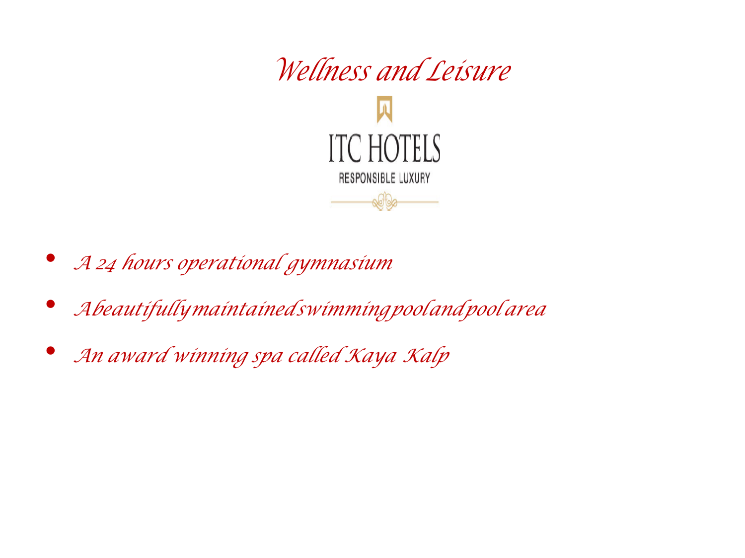# Wellness and Leisure

ITC HOTELS

RESPONSIBLE LUXURY

- *A 24 hours operational gymnasium*
- *A beautifully maintained swimming pool and pool area*
- *An award winning spa called Kaya Kalp*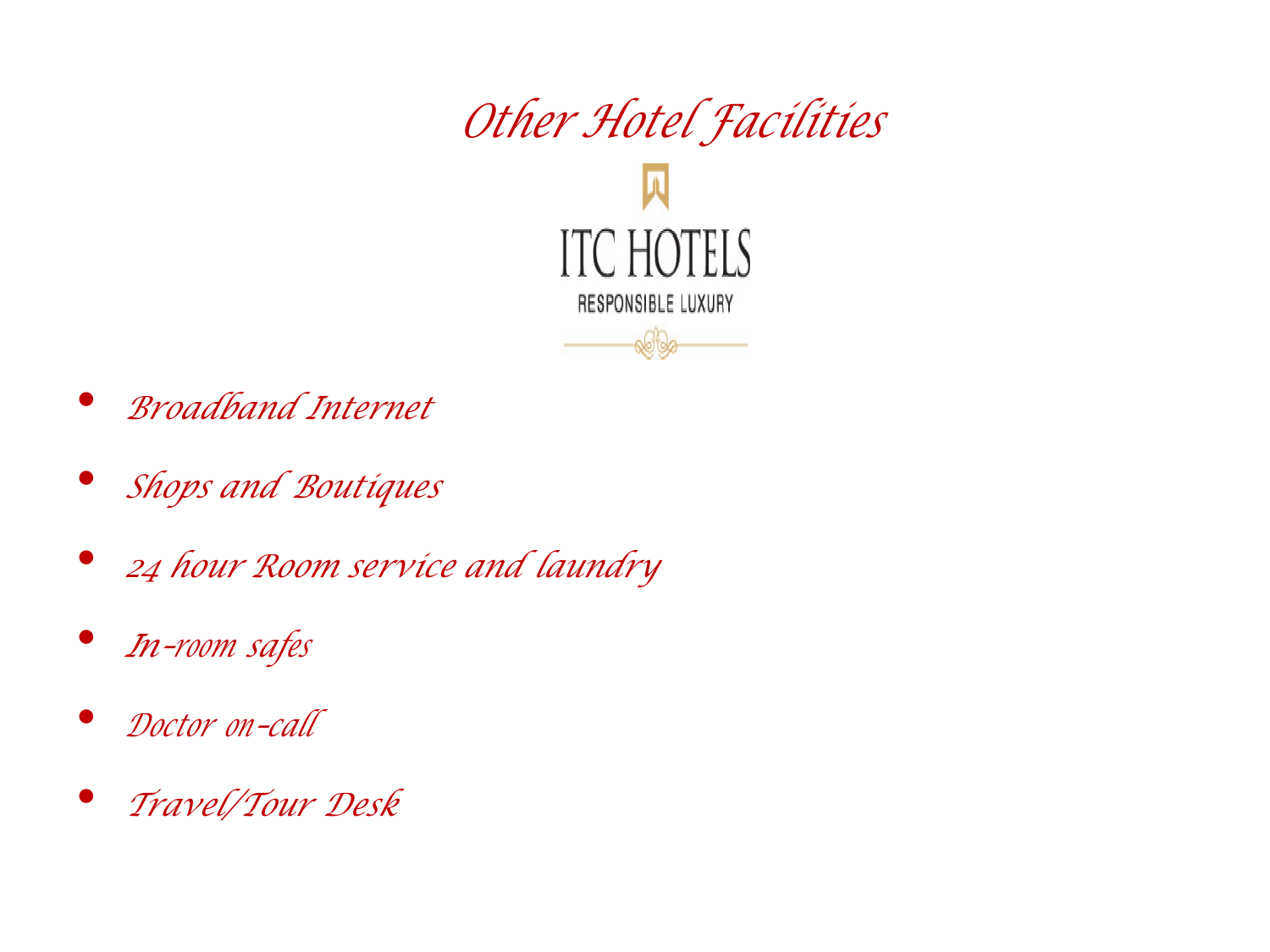# Other Hotel Facilities

ITC HOTELS

RESPONSIBLE LUXURY

- Broadband Internet
- Shops and Boutiques
- 24 hour Room service and laundry
- In-room safes
- Doctor on-call
- Travel/Tour Desk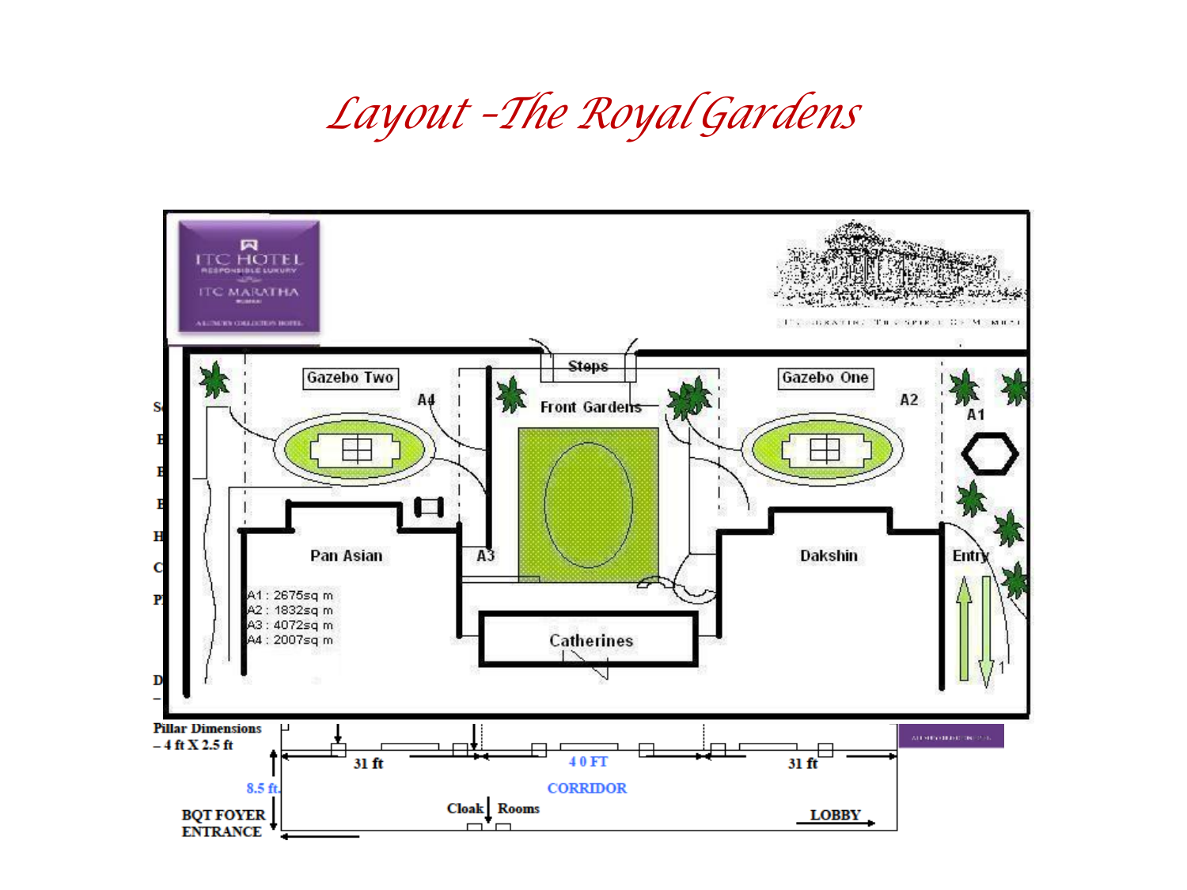# Layout -The Royal Gardens

ITC HOTEL
RESPONSIBLE LUXURY

ITC MARATHA

Gazebo Two

A4

Steps

Front Gardens

Gazebo One

A2

A1

Pan Asian

A3

Dakshin

Entry

A1 : 2675sq m
A2 : 1832sq m
A3 : 4072sq m
A4 : 2007sq m

Catherines

**Pillar Dimensions – 4 ft X 2.5 ft**

31 ft

40 FT

31 ft

8.5 ft.

CORRIDOR

**BQT FOYER ENTRANCE**

Cloak Rooms

LOBBY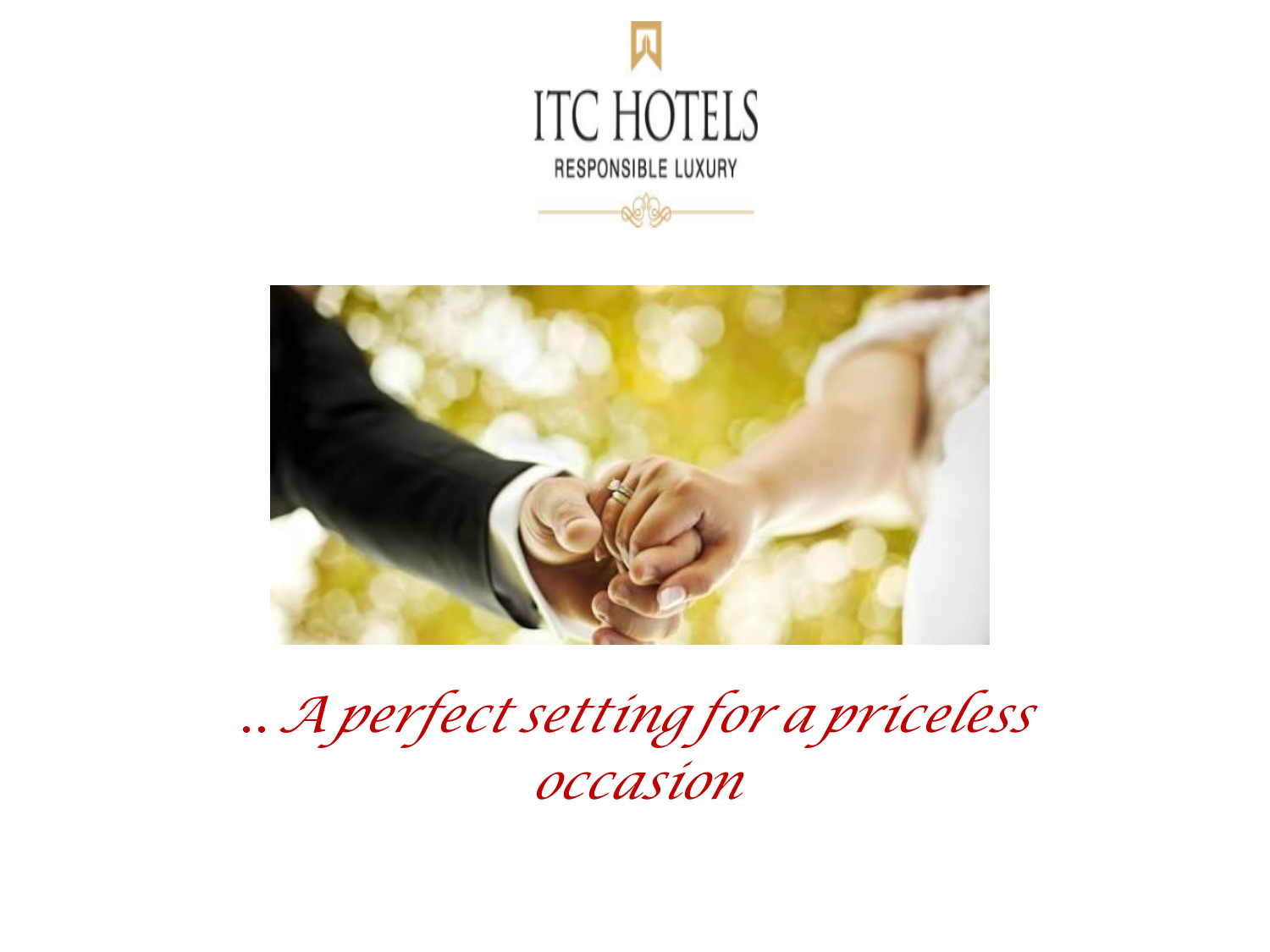ITC HOTELS

RESPONSIBLE LUXURY

*.. A perfect setting for a priceless occasion*